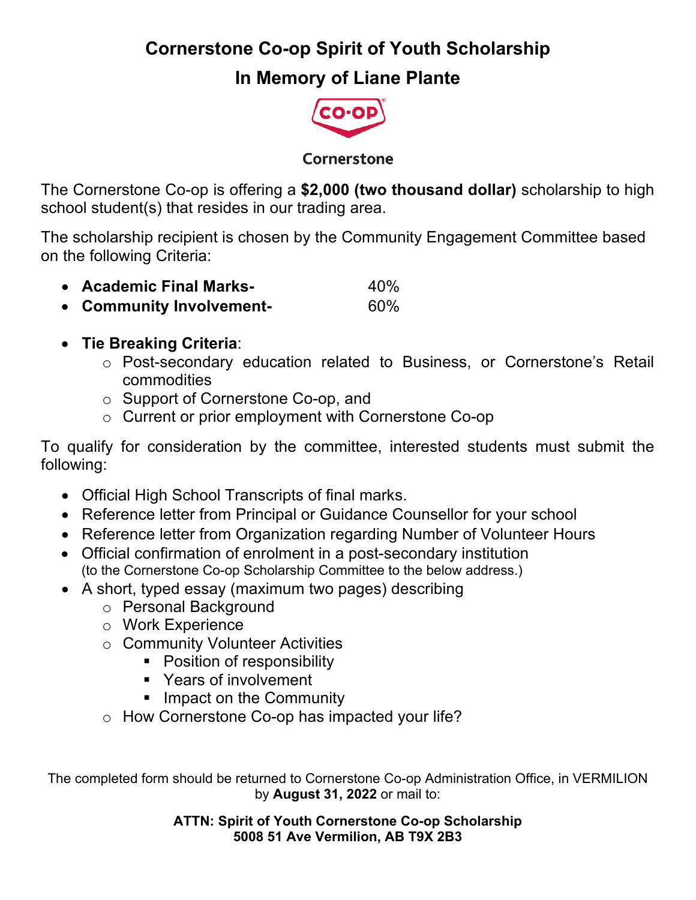# Cornerstone Co-op Spirit of Youth Scholarship

## In Memory of Liane Plante

CO-OP

Cornerstone

The Cornerstone Co-op is offering a **$2,000 (two thousand dollar)** scholarship to high school student(s) that resides in our trading area.

The scholarship recipient is chosen by the Community Engagement Committee based on the following Criteria:

- **Academic Final Marks-** 40%
- **Community Involvement-** 60%

- **Tie Breaking Criteria**:
  - Post-secondary education related to Business, or Cornerstone's Retail commodities
  - Support of Cornerstone Co-op, and
  - Current or prior employment with Cornerstone Co-op

To qualify for consideration by the committee, interested students must submit the following:

- Official High School Transcripts of final marks.
- Reference letter from Principal or Guidance Counsellor for your school
- Reference letter from Organization regarding Number of Volunteer Hours
- Official confirmation of enrolment in a post-secondary institution (to the Cornerstone Co-op Scholarship Committee to the below address.)
- A short, typed essay (maximum two pages) describing
  - Personal Background
  - Work Experience
  - Community Volunteer Activities
    - Position of responsibility
    - Years of involvement
    - Impact on the Community
  - How Cornerstone Co-op has impacted your life?

The completed form should be returned to Cornerstone Co-op Administration Office, in VERMILION by **August 31, 2022** or mail to:

**ATTN: Spirit of Youth Cornerstone Co-op Scholarship**
**5008 51 Ave Vermilion, AB T9X 2B3**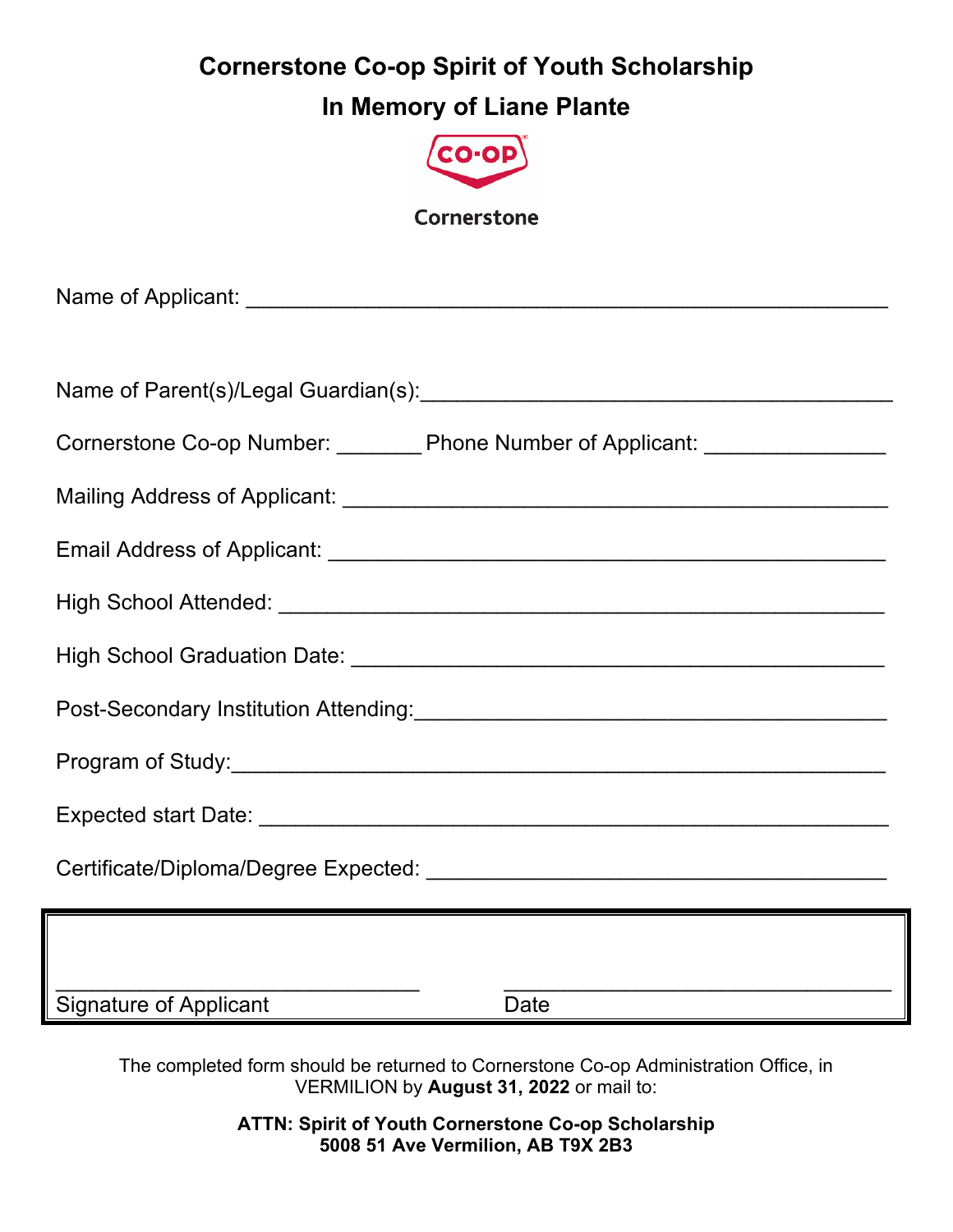# Cornerstone Co-op Spirit of Youth Scholarship

## In Memory of Liane Plante

CO-OP

Cornerstone

Name of Applicant: _______________________________________________

Name of Parent(s)/Legal Guardian(s):_______________________________________

Cornerstone Co-op Number: _______ Phone Number of Applicant: _______________

Mailing Address of Applicant: _____________________________________________

Email Address of Applicant: _______________________________________________

High School Attended: ___________________________________________________

High School Graduation Date: _____________________________________________

Post-Secondary Institution Attending:_______________________________________

Program of Study:_______________________________________________________

Expected start Date: ____________________________________________________

Certificate/Diploma/Degree Expected: _______________________________________

| | |
|---|---|
| _______________________________ | _________________________________ |
| Signature of Applicant | Date |

The completed form should be returned to Cornerstone Co-op Administration Office, in VERMILION by **August 31, 2022** or mail to:

**ATTN: Spirit of Youth Cornerstone Co-op Scholarship**
**5008 51 Ave Vermilion, AB T9X 2B3**